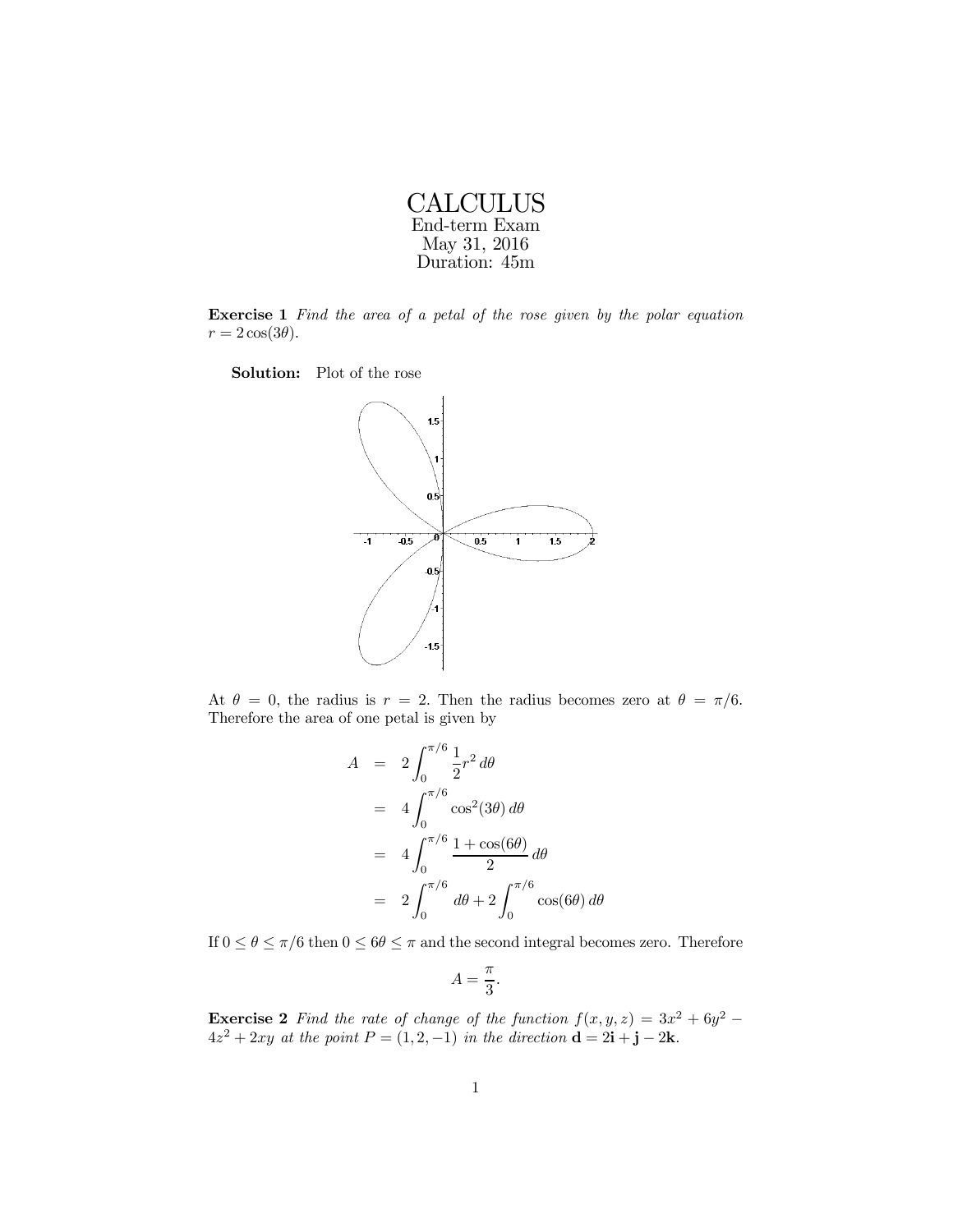# CALCULUS

End-term Exam
May 31, 2016
Duration: 45m

**Exercise 1** *Find the area of a petal of the rose given by the polar equation $r = 2\cos(3\theta)$.*

**Solution:** Plot of the rose

At $\theta = 0$, the radius is $r = 2$. Then the radius becomes zero at $\theta = \pi/6$. Therefore the area of one petal is given by

$$
\begin{aligned}
A &= 2\int_0^{\pi/6} \frac{1}{2} r^2 \, d\theta \\
&= 4\int_0^{\pi/6} \cos^2(3\theta)\, d\theta \\
&= 4\int_0^{\pi/6} \frac{1+\cos(6\theta)}{2}\, d\theta \\
&= 2\int_0^{\pi/6} d\theta + 2\int_0^{\pi/6} \cos(6\theta)\, d\theta
\end{aligned}
$$

If $0 \leq \theta \leq \pi/6$ then $0 \leq 6\theta \leq \pi$ and the second integral becomes zero. Therefore

$$A = \frac{\pi}{3}.$$

**Exercise 2** *Find the rate of change of the function $f(x, y, z) = 3x^2 + 6y^2 - 4z^2 + 2xy$ at the point $P = (1, 2, -1)$ in the direction $\mathbf{d} = 2\mathbf{i} + \mathbf{j} - 2\mathbf{k}$.*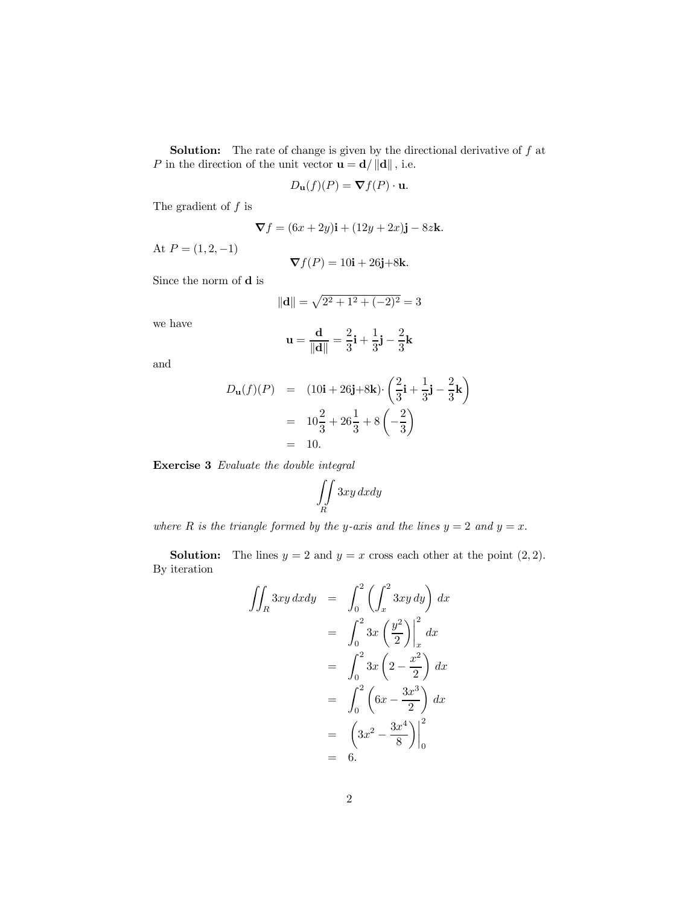**Solution:** The rate of change is given by the directional derivative of $f$ at $P$ in the direction of the unit vector $\mathbf{u} = \mathbf{d}/\|\mathbf{d}\|$, i.e.

$$D_{\mathbf{u}}(f)(P) = \boldsymbol{\nabla} f(P) \cdot \mathbf{u}.$$

The gradient of $f$ is

$$\boldsymbol{\nabla} f = (6x + 2y)\mathbf{i} + (12y + 2x)\mathbf{j} - 8z\mathbf{k}.$$

At $P = (1, 2, -1)$

$$\boldsymbol{\nabla} f(P) = 10\mathbf{i} + 26\mathbf{j} + 8\mathbf{k}.$$

Since the norm of $\mathbf{d}$ is

$$\|\mathbf{d}\| = \sqrt{2^2 + 1^2 + (-2)^2} = 3$$

we have

$$\mathbf{u} = \frac{\mathbf{d}}{\|\mathbf{d}\|} = \frac{2}{3}\mathbf{i} + \frac{1}{3}\mathbf{j} - \frac{2}{3}\mathbf{k}$$

and

$$\begin{aligned}
D_{\mathbf{u}}(f)(P) &= (10\mathbf{i} + 26\mathbf{j} + 8\mathbf{k}) \cdot \left(\frac{2}{3}\mathbf{i} + \frac{1}{3}\mathbf{j} - \frac{2}{3}\mathbf{k}\right) \\
&= 10\frac{2}{3} + 26\frac{1}{3} + 8\left(-\frac{2}{3}\right) \\
&= 10.
\end{aligned}$$

**Exercise 3** *Evaluate the double integral*

$$\iint\limits_R 3xy \, dx dy$$

*where $R$ is the triangle formed by the $y$-axis and the lines $y = 2$ and $y = x$.*

**Solution:** The lines $y = 2$ and $y = x$ cross each other at the point $(2, 2)$. By iteration

$$\begin{aligned}
\iint_R 3xy \, dx dy &= \int_0^2 \left( \int_x^2 3xy \, dy \right) dx \\
&= \int_0^2 3x \left( \frac{y^2}{2} \right) \Bigg|_x^2 dx \\
&= \int_0^2 3x \left( 2 - \frac{x^2}{2} \right) dx \\
&= \int_0^2 \left( 6x - \frac{3x^3}{2} \right) dx \\
&= \left( 3x^2 - \frac{3x^4}{8} \right) \Bigg|_0^2 \\
&= 6.
\end{aligned}$$